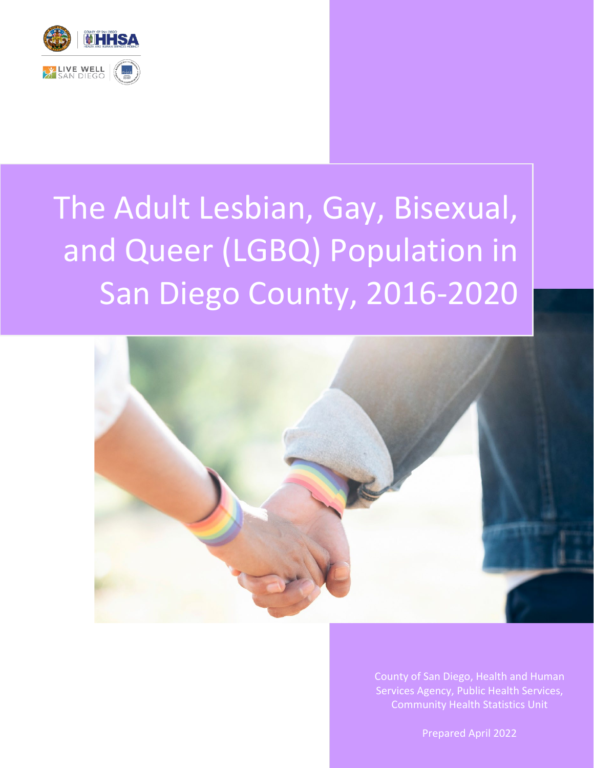# The Adult Lesbian, Gay, Bisexual, and Queer (LGBQ) Population in San Diego County, 2016-2020

County of San Diego, Health and Human Services Agency, Public Health Services, Community Health Statistics Unit

Prepared April 2022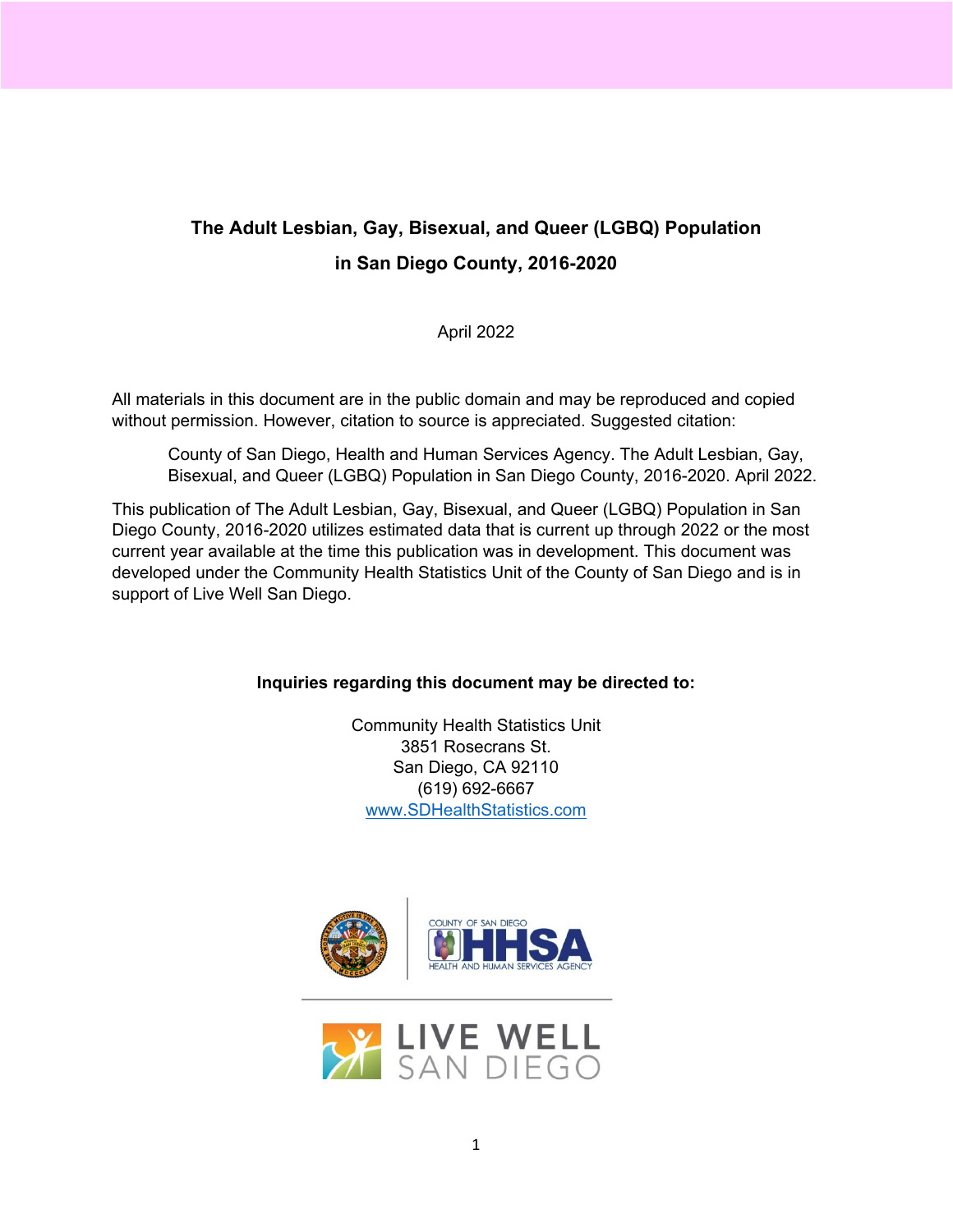**The Adult Lesbian, Gay, Bisexual, and Queer (LGBQ) Population in San Diego County, 2016-2020**

April 2022

All materials in this document are in the public domain and may be reproduced and copied without permission. However, citation to source is appreciated. Suggested citation:

> County of San Diego, Health and Human Services Agency. The Adult Lesbian, Gay, Bisexual, and Queer (LGBQ) Population in San Diego County, 2016-2020. April 2022.

This publication of The Adult Lesbian, Gay, Bisexual, and Queer (LGBQ) Population in San Diego County, 2016-2020 utilizes estimated data that is current up through 2022 or the most current year available at the time this publication was in development. This document was developed under the Community Health Statistics Unit of the County of San Diego and is in support of Live Well San Diego.

**Inquiries regarding this document may be directed to:**

Community Health Statistics Unit
3851 Rosecrans St.
San Diego, CA 92110
(619) 692-6667
www.SDHealthStatistics.com

COUNTY OF SAN DIEGO HHSA HEALTH AND HUMAN SERVICES AGENCY

LIVE WELL SAN DIEGO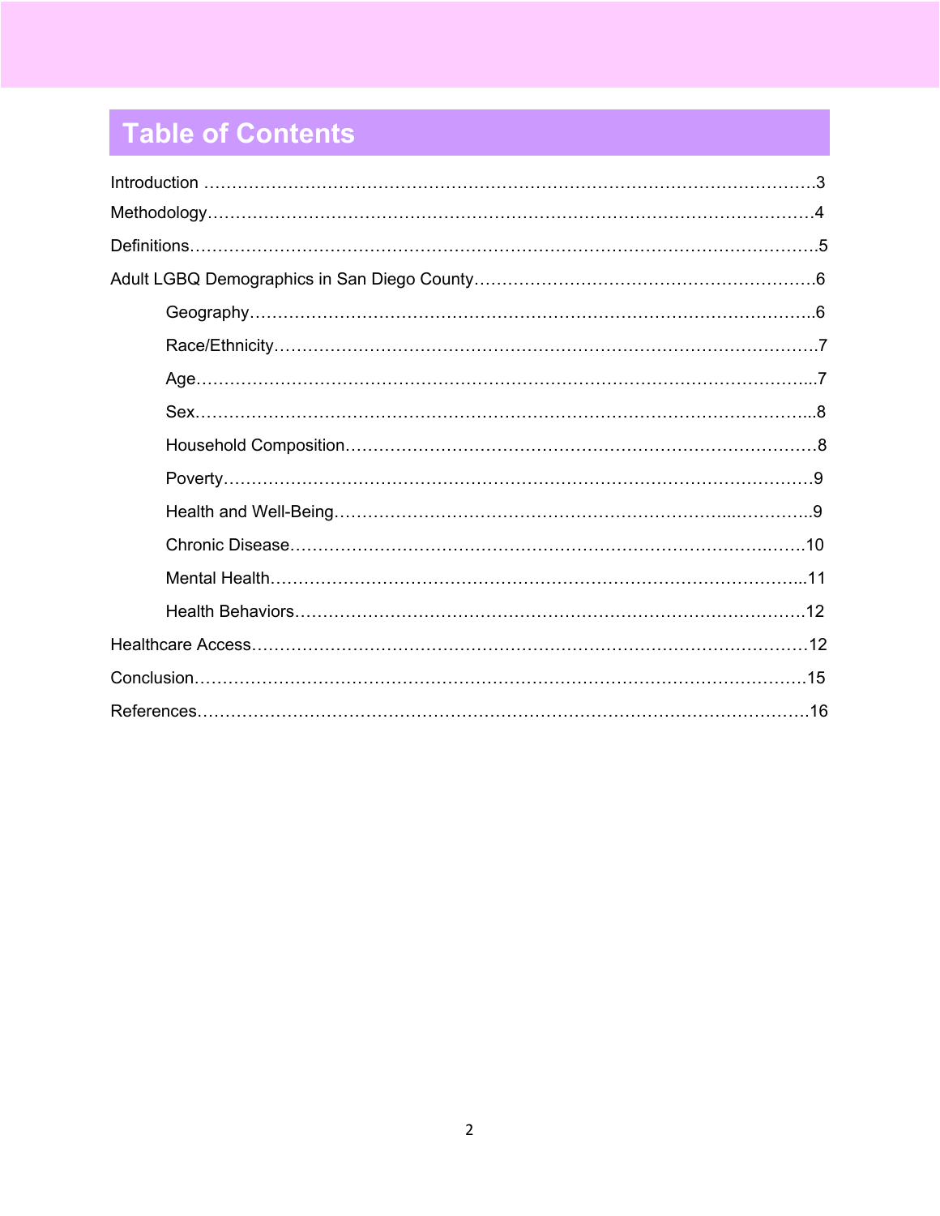# Table of Contents

Introduction ……………………………………………………………………………………………3

Methodology……………………………………………………………………………………………4

Definitions………………………………………………………………………………………………5

Adult LGBQ Demographics in San Diego County……………………………………………………6

- Geography……………………………………………………………………………………6
- Race/Ethnicity…………………………………………………………………………………7
- Age……………………………………………………………………………………………...7
- Sex……………………………………………………………………………………………...8
- Household Composition………………………………………………………………………8
- Poverty…………………………………………………………………………………………9
- Health and Well-Being……………………………………………………………...………..9
- Chronic Disease……………………………………………………………………..……10
- Mental Health………………………………………………………………………………...11
- Health Behaviors……………………………………………………………………………12

Healthcare Access……………………………………………………………………………………12

Conclusion……………………………………………………………………………………………15

References……………………………………………………………………………………………16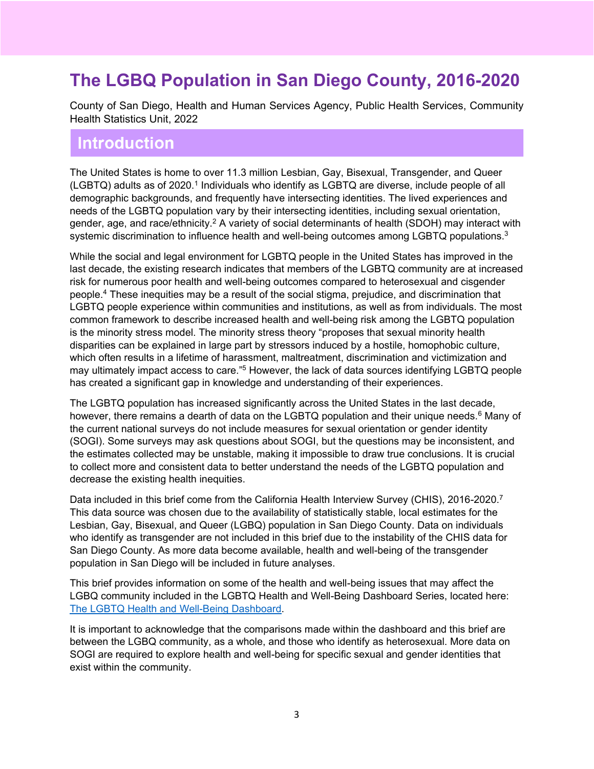# The LGBQ Population in San Diego County, 2016-2020

County of San Diego, Health and Human Services Agency, Public Health Services, Community Health Statistics Unit, 2022

## Introduction

The United States is home to over 11.3 million Lesbian, Gay, Bisexual, Transgender, and Queer (LGBTQ) adults as of 2020.[1] Individuals who identify as LGBTQ are diverse, include people of all demographic backgrounds, and frequently have intersecting identities. The lived experiences and needs of the LGBTQ population vary by their intersecting identities, including sexual orientation, gender, age, and race/ethnicity.[2] A variety of social determinants of health (SDOH) may interact with systemic discrimination to influence health and well-being outcomes among LGBTQ populations.[3]

While the social and legal environment for LGBTQ people in the United States has improved in the last decade, the existing research indicates that members of the LGBTQ community are at increased risk for numerous poor health and well-being outcomes compared to heterosexual and cisgender people.[4] These inequities may be a result of the social stigma, prejudice, and discrimination that LGBTQ people experience within communities and institutions, as well as from individuals. The most common framework to describe increased health and well-being risk among the LGBTQ population is the minority stress model. The minority stress theory "proposes that sexual minority health disparities can be explained in large part by stressors induced by a hostile, homophobic culture, which often results in a lifetime of harassment, maltreatment, discrimination and victimization and may ultimately impact access to care."[5] However, the lack of data sources identifying LGBTQ people has created a significant gap in knowledge and understanding of their experiences.

The LGBTQ population has increased significantly across the United States in the last decade, however, there remains a dearth of data on the LGBTQ population and their unique needs.[6] Many of the current national surveys do not include measures for sexual orientation or gender identity (SOGI). Some surveys may ask questions about SOGI, but the questions may be inconsistent, and the estimates collected may be unstable, making it impossible to draw true conclusions. It is crucial to collect more and consistent data to better understand the needs of the LGBTQ population and decrease the existing health inequities.

Data included in this brief come from the California Health Interview Survey (CHIS), 2016-2020.[7] This data source was chosen due to the availability of statistically stable, local estimates for the Lesbian, Gay, Bisexual, and Queer (LGBQ) population in San Diego County. Data on individuals who identify as transgender are not included in this brief due to the instability of the CHIS data for San Diego County. As more data become available, health and well-being of the transgender population in San Diego will be included in future analyses.

This brief provides information on some of the health and well-being issues that may affect the LGBQ community included in the LGBTQ Health and Well-Being Dashboard Series, located here: [The LGBTQ Health and Well-Being Dashboard](The LGBTQ Health and Well-Being Dashboard).

It is important to acknowledge that the comparisons made within the dashboard and this brief are between the LGBQ community, as a whole, and those who identify as heterosexual. More data on SOGI are required to explore health and well-being for specific sexual and gender identities that exist within the community.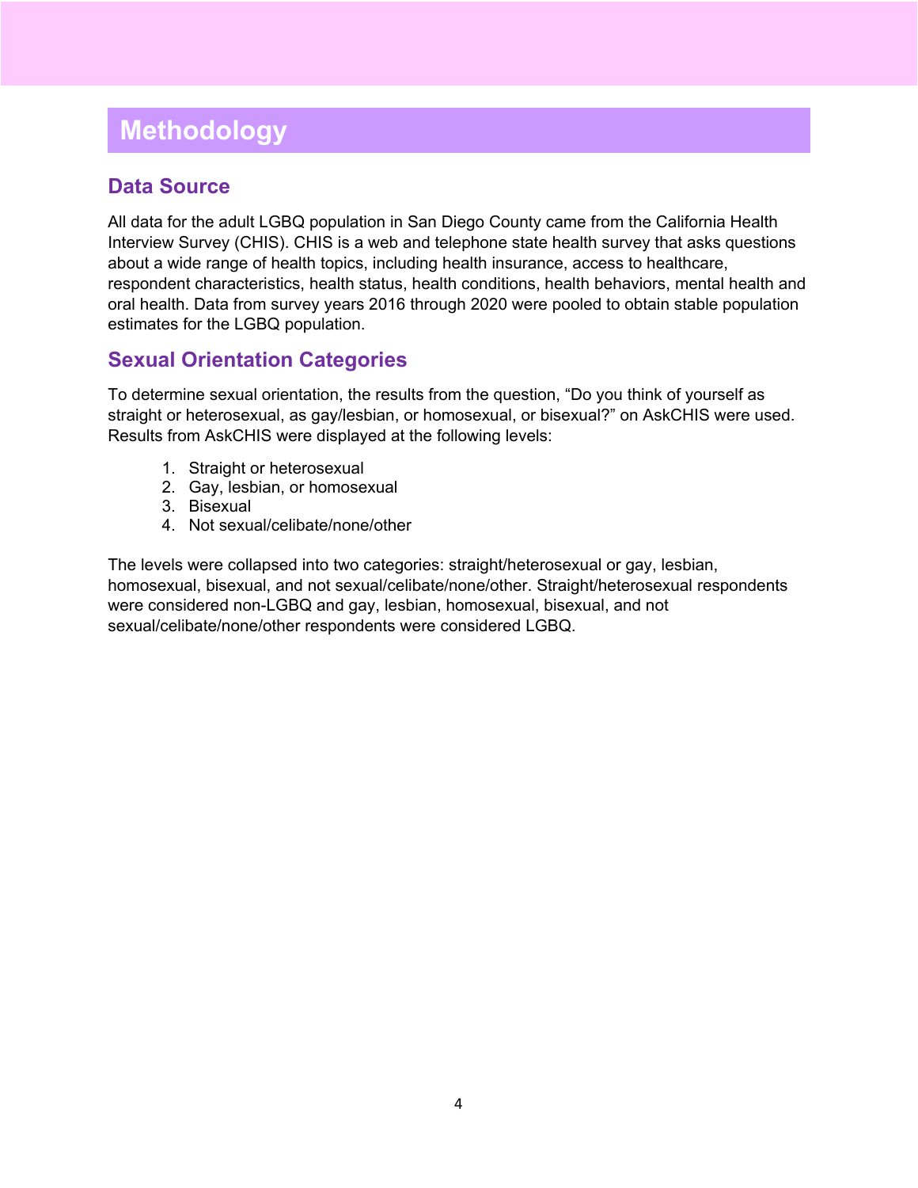# Methodology

## Data Source

All data for the adult LGBQ population in San Diego County came from the California Health Interview Survey (CHIS). CHIS is a web and telephone state health survey that asks questions about a wide range of health topics, including health insurance, access to healthcare, respondent characteristics, health status, health conditions, health behaviors, mental health and oral health. Data from survey years 2016 through 2020 were pooled to obtain stable population estimates for the LGBQ population.

## Sexual Orientation Categories

To determine sexual orientation, the results from the question, "Do you think of yourself as straight or heterosexual, as gay/lesbian, or homosexual, or bisexual?" on AskCHIS were used. Results from AskCHIS were displayed at the following levels:

1. Straight or heterosexual
2. Gay, lesbian, or homosexual
3. Bisexual
4. Not sexual/celibate/none/other

The levels were collapsed into two categories: straight/heterosexual or gay, lesbian, homosexual, bisexual, and not sexual/celibate/none/other. Straight/heterosexual respondents were considered non-LGBQ and gay, lesbian, homosexual, bisexual, and not sexual/celibate/none/other respondents were considered LGBQ.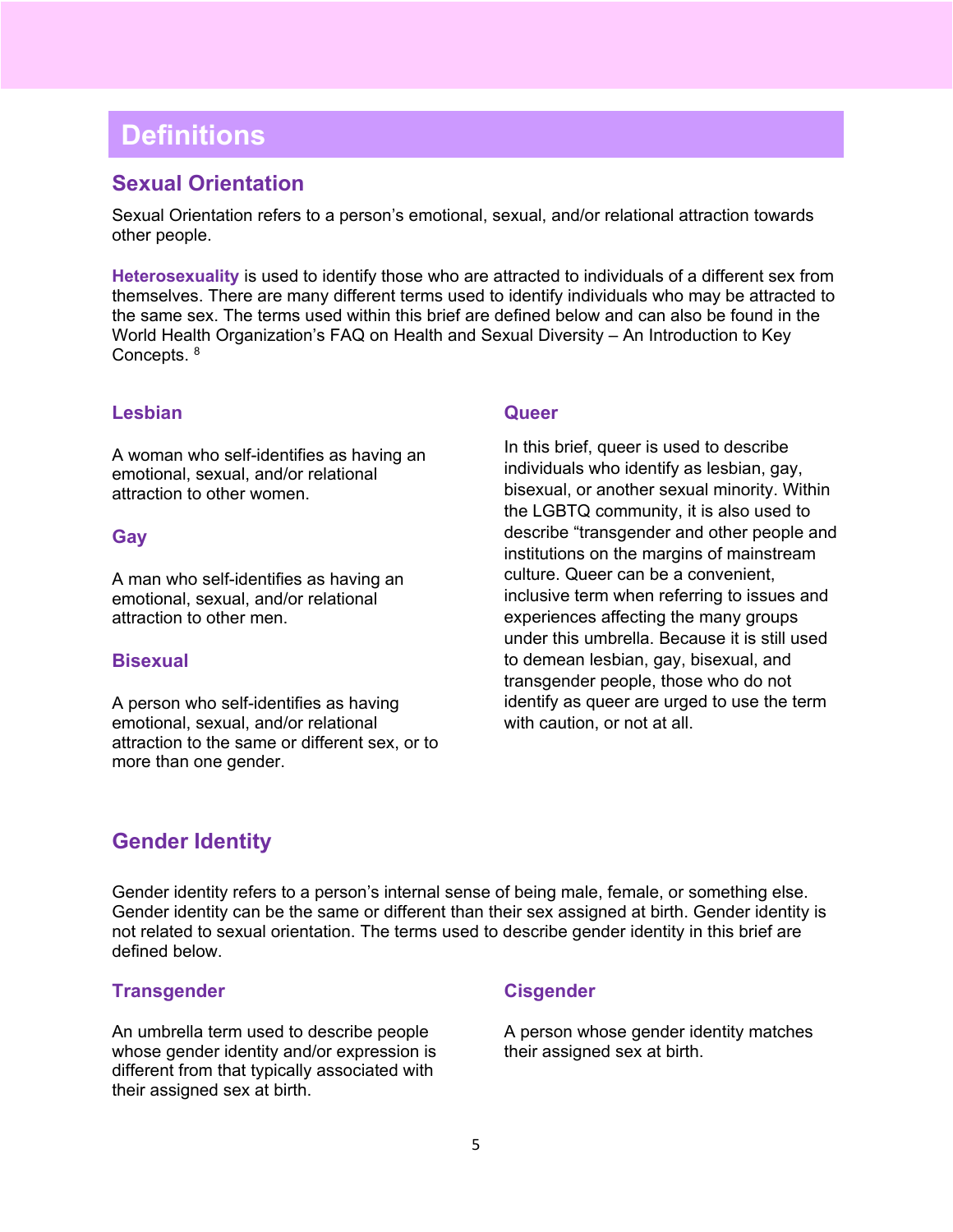# Definitions

## Sexual Orientation

Sexual Orientation refers to a person's emotional, sexual, and/or relational attraction towards other people.

**Heterosexuality** is used to identify those who are attracted to individuals of a different sex from themselves. There are many different terms used to identify individuals who may be attracted to the same sex. The terms used within this brief are defined below and can also be found in the World Health Organization's FAQ on Health and Sexual Diversity – An Introduction to Key Concepts. [8]

### Lesbian

A woman who self-identifies as having an emotional, sexual, and/or relational attraction to other women.

### Gay

A man who self-identifies as having an emotional, sexual, and/or relational attraction to other men.

### Bisexual

A person who self-identifies as having emotional, sexual, and/or relational attraction to the same or different sex, or to more than one gender.

### Queer

In this brief, queer is used to describe individuals who identify as lesbian, gay, bisexual, or another sexual minority. Within the LGBTQ community, it is also used to describe "transgender and other people and institutions on the margins of mainstream culture. Queer can be a convenient, inclusive term when referring to issues and experiences affecting the many groups under this umbrella. Because it is still used to demean lesbian, gay, bisexual, and transgender people, those who do not identify as queer are urged to use the term with caution, or not at all.

## Gender Identity

Gender identity refers to a person's internal sense of being male, female, or something else. Gender identity can be the same or different than their sex assigned at birth. Gender identity is not related to sexual orientation. The terms used to describe gender identity in this brief are defined below.

### Transgender

An umbrella term used to describe people whose gender identity and/or expression is different from that typically associated with their assigned sex at birth.

### Cisgender

A person whose gender identity matches their assigned sex at birth.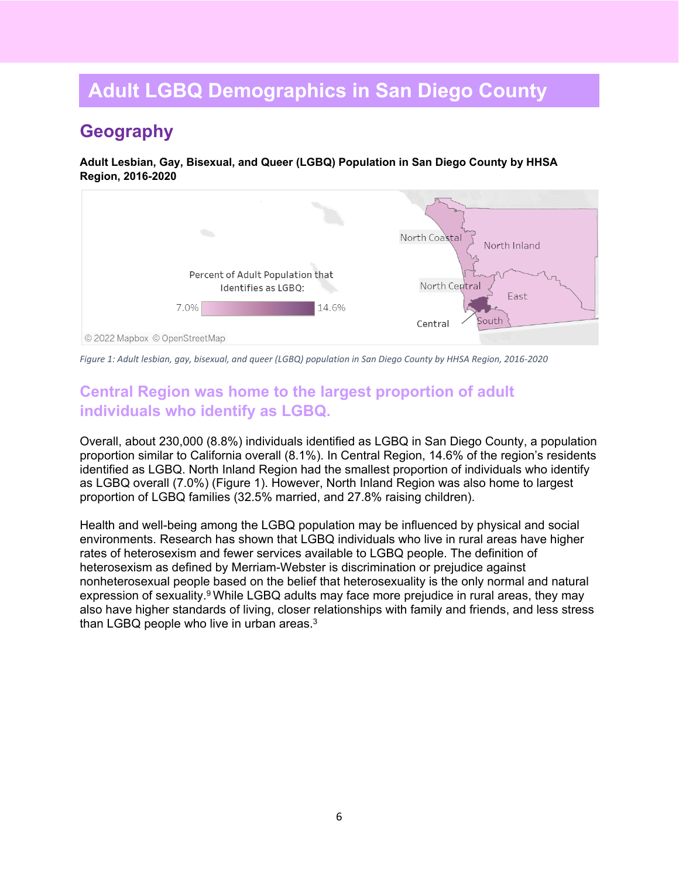# Adult LGBQ Demographics in San Diego County

## Geography

**Adult Lesbian, Gay, Bisexual, and Queer (LGBQ) Population in San Diego County by HHSA Region, 2016-2020**

*Figure 1: Adult lesbian, gay, bisexual, and queer (LGBQ) population in San Diego County by HHSA Region, 2016-2020*

### Central Region was home to the largest proportion of adult individuals who identify as LGBQ.

Overall, about 230,000 (8.8%) individuals identified as LGBQ in San Diego County, a population proportion similar to California overall (8.1%). In Central Region, 14.6% of the region's residents identified as LGBQ. North Inland Region had the smallest proportion of individuals who identify as LGBQ overall (7.0%) (Figure 1). However, North Inland Region was also home to largest proportion of LGBQ families (32.5% married, and 27.8% raising children).

Health and well-being among the LGBQ population may be influenced by physical and social environments. Research has shown that LGBQ individuals who live in rural areas have higher rates of heterosexism and fewer services available to LGBQ people. The definition of heterosexism as defined by Merriam-Webster is discrimination or prejudice against nonheterosexual people based on the belief that heterosexuality is the only normal and natural expression of sexuality.[9] While LGBQ adults may face more prejudice in rural areas, they may also have higher standards of living, closer relationships with family and friends, and less stress than LGBQ people who live in urban areas.[3]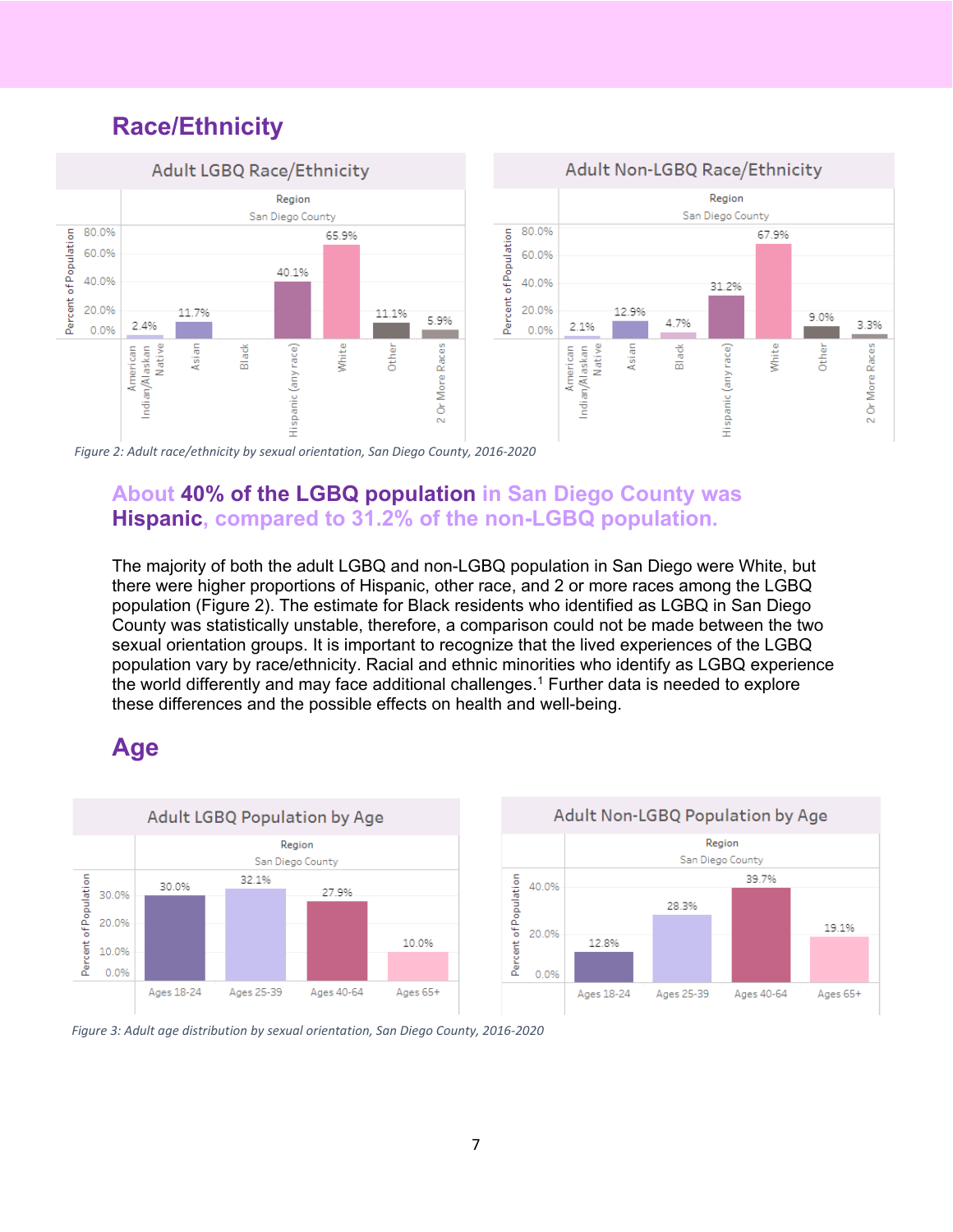## Race/Ethnicity

Figure 2: Adult race/ethnicity by sexual orientation, San Diego County, 2016-2020

### About **40% of the LGBQ population** in San Diego County was **Hispanic**, compared to 31.2% of the non-LGBQ population.

The majority of both the adult LGBQ and non-LGBQ population in San Diego were White, but there were higher proportions of Hispanic, other race, and 2 or more races among the LGBQ population (Figure 2). The estimate for Black residents who identified as LGBQ in San Diego County was statistically unstable, therefore, a comparison could not be made between the two sexual orientation groups. It is important to recognize that the lived experiences of the LGBQ population vary by race/ethnicity. Racial and ethnic minorities who identify as LGBQ experience the world differently and may face additional challenges.[1] Further data is needed to explore these differences and the possible effects on health and well-being.

## Age

Figure 3: Adult age distribution by sexual orientation, San Diego County, 2016-2020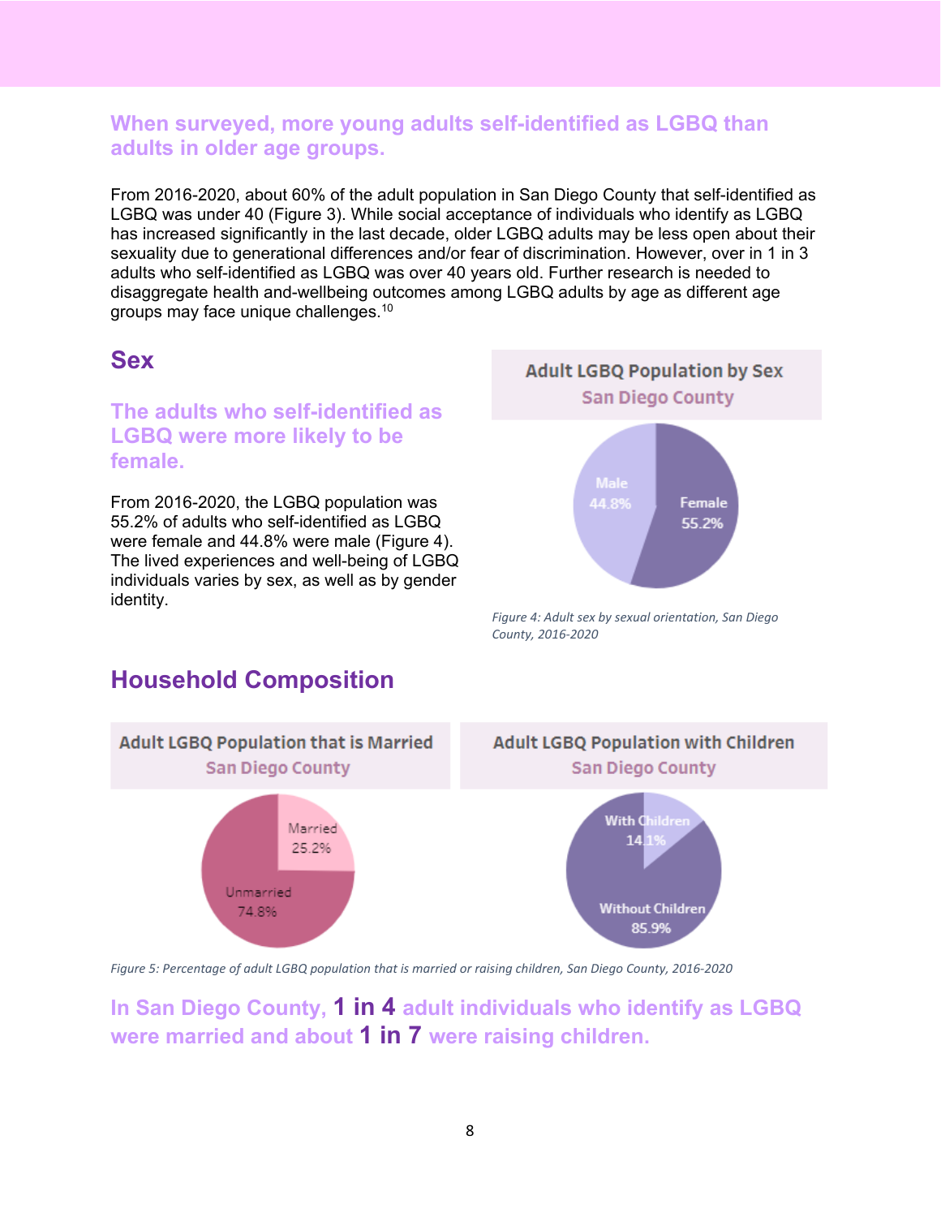### When surveyed, more young adults self-identified as LGBQ than adults in older age groups.

From 2016-2020, about 60% of the adult population in San Diego County that self-identified as LGBQ was under 40 (Figure 3). While social acceptance of individuals who identify as LGBQ has increased significantly in the last decade, older LGBQ adults may be less open about their sexuality due to generational differences and/or fear of discrimination. However, over in 1 in 3 adults who self-identified as LGBQ was over 40 years old. Further research is needed to disaggregate health and-wellbeing outcomes among LGBQ adults by age as different age groups may face unique challenges.[10]

## Sex

### The adults who self-identified as LGBQ were more likely to be female.

From 2016-2020, the LGBQ population was 55.2% of adults who self-identified as LGBQ were female and 44.8% were male (Figure 4). The lived experiences and well-being of LGBQ individuals varies by sex, as well as by gender identity.

**Adult LGBQ Population by Sex**
San Diego County

Male 44.8%
Female 55.2%

*Figure 4: Adult sex by sexual orientation, San Diego County, 2016-2020*

## Household Composition

**Adult LGBQ Population that is Married**
San Diego County

Married 25.2%
Unmarried 74.8%

**Adult LGBQ Population with Children**
San Diego County

With Children 14.1%
Without Children 85.9%

*Figure 5: Percentage of adult LGBQ population that is married or raising children, San Diego County, 2016-2020*

### In San Diego County, 1 in 4 adult individuals who identify as LGBQ were married and about 1 in 7 were raising children.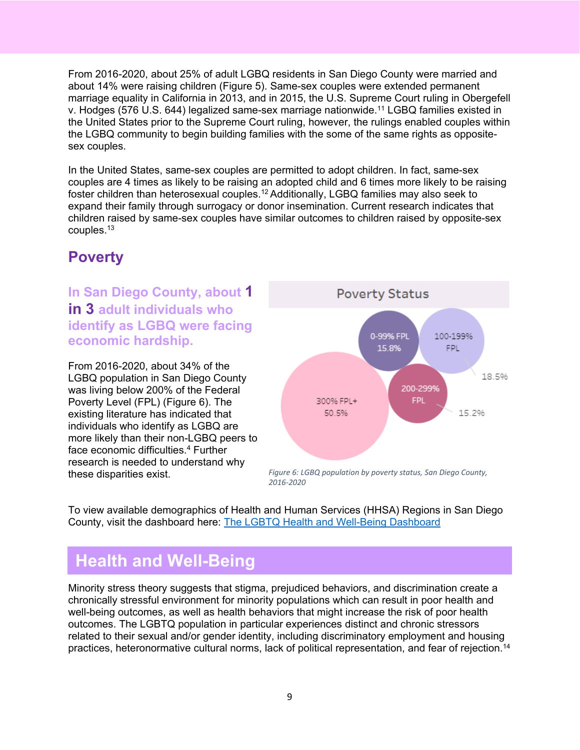From 2016-2020, about 25% of adult LGBQ residents in San Diego County were married and about 14% were raising children (Figure 5). Same-sex couples were extended permanent marriage equality in California in 2013, and in 2015, the U.S. Supreme Court ruling in Obergefell v. Hodges (576 U.S. 644) legalized same-sex marriage nationwide.[11] LGBQ families existed in the United States prior to the Supreme Court ruling, however, the rulings enabled couples within the LGBQ community to begin building families with the some of the same rights as opposite-sex couples.

In the United States, same-sex couples are permitted to adopt children. In fact, same-sex couples are 4 times as likely to be raising an adopted child and 6 times more likely to be raising foster children than heterosexual couples.[12] Additionally, LGBQ families may also seek to expand their family through surrogacy or donor insemination. Current research indicates that children raised by same-sex couples have similar outcomes to children raised by opposite-sex couples.[13]

## Poverty

**In San Diego County, about 1 in 3 adult individuals who identify as LGBQ were facing economic hardship.**

From 2016-2020, about 34% of the LGBQ population in San Diego County was living below 200% of the Federal Poverty Level (FPL) (Figure 6). The existing literature has indicated that individuals who identify as LGBQ are more likely than their non-LGBQ peers to face economic difficulties.[4] Further research is needed to understand why these disparities exist.

Poverty Status

| Poverty Status | Percent |
|---|---|
| 0-99% FPL | 15.8% |
| 100-199% FPL | 18.5% |
| 200-299% FPL | 15.2% |
| 300% FPL+ | 50.5% |

*Figure 6: LGBQ population by poverty status, San Diego County, 2016-2020*

To view available demographics of Health and Human Services (HHSA) Regions in San Diego County, visit the dashboard here: [The LGBTQ Health and Well-Being Dashboard]

## Health and Well-Being

Minority stress theory suggests that stigma, prejudiced behaviors, and discrimination create a chronically stressful environment for minority populations which can result in poor health and well-being outcomes, as well as health behaviors that might increase the risk of poor health outcomes. The LGBTQ population in particular experiences distinct and chronic stressors related to their sexual and/or gender identity, including discriminatory employment and housing practices, heteronormative cultural norms, lack of political representation, and fear of rejection.[14]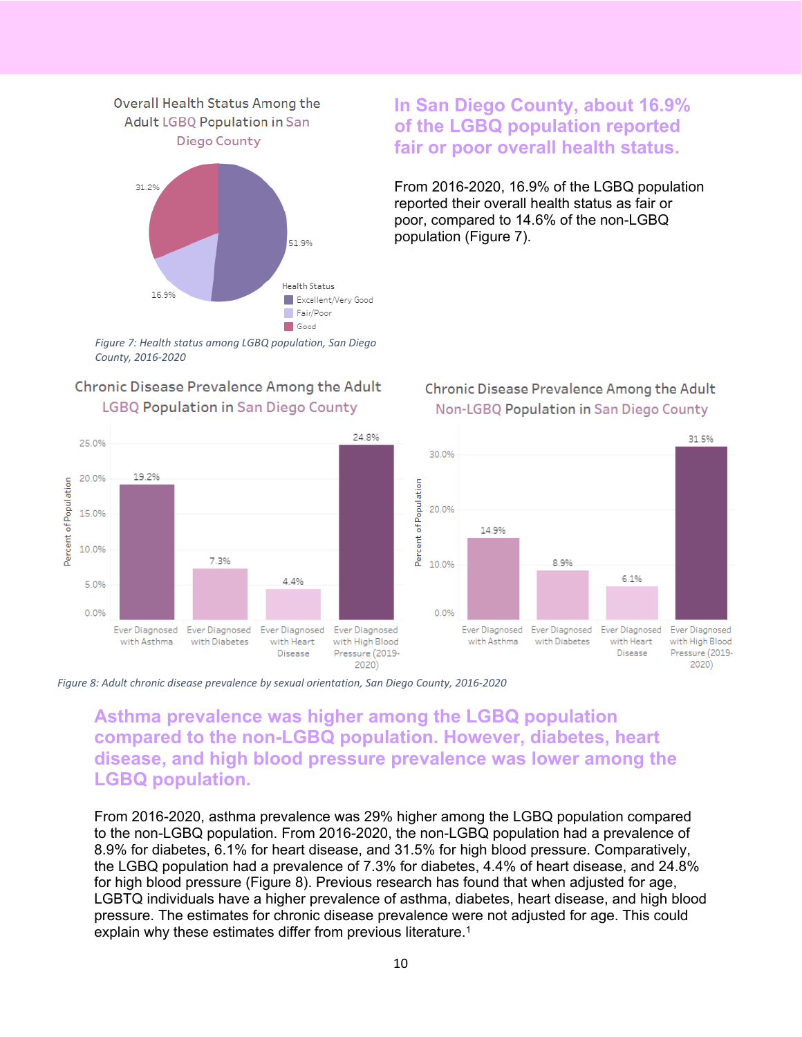Overall Health Status Among the Adult LGBQ Population in San Diego County

| Health Status | Percent |
| --- | --- |
| Excellent/Very Good | 51.9% |
| Fair/Poor | 16.9% |
| Good | 31.2% |

*Figure 7: Health status among LGBQ population, San Diego County, 2016-2020*

## In San Diego County, about 16.9% of the LGBQ population reported fair or poor overall health status.

From 2016-2020, 16.9% of the LGBQ population reported their overall health status as fair or poor, compared to 14.6% of the non-LGBQ population (Figure 7).

Chronic Disease Prevalence Among the Adult LGBQ Population in San Diego County

| Condition | Percent of Population |
| --- | --- |
| Ever Diagnosed with Asthma | 19.2% |
| Ever Diagnosed with Diabetes | 7.3% |
| Ever Diagnosed with Heart Disease | 4.4% |
| Ever Diagnosed with High Blood Pressure (2019-2020) | 24.8% |

Chronic Disease Prevalence Among the Adult Non-LGBQ Population in San Diego County

| Condition | Percent of Population |
| --- | --- |
| Ever Diagnosed with Asthma | 14.9% |
| Ever Diagnosed with Diabetes | 8.9% |
| Ever Diagnosed with Heart Disease | 6.1% |
| Ever Diagnosed with High Blood Pressure (2019-2020) | 31.5% |

*Figure 8: Adult chronic disease prevalence by sexual orientation, San Diego County, 2016-2020*

## Asthma prevalence was higher among the LGBQ population compared to the non-LGBQ population. However, diabetes, heart disease, and high blood pressure prevalence was lower among the LGBQ population.

From 2016-2020, asthma prevalence was 29% higher among the LGBQ population compared to the non-LGBQ population. From 2016-2020, the non-LGBQ population had a prevalence of 8.9% for diabetes, 6.1% for heart disease, and 31.5% for high blood pressure. Comparatively, the LGBQ population had a prevalence of 7.3% for diabetes, 4.4% of heart disease, and 24.8% for high blood pressure (Figure 8). Previous research has found that when adjusted for age, LGBTQ individuals have a higher prevalence of asthma, diabetes, heart disease, and high blood pressure. The estimates for chronic disease prevalence were not adjusted for age. This could explain why these estimates differ from previous literature.[1]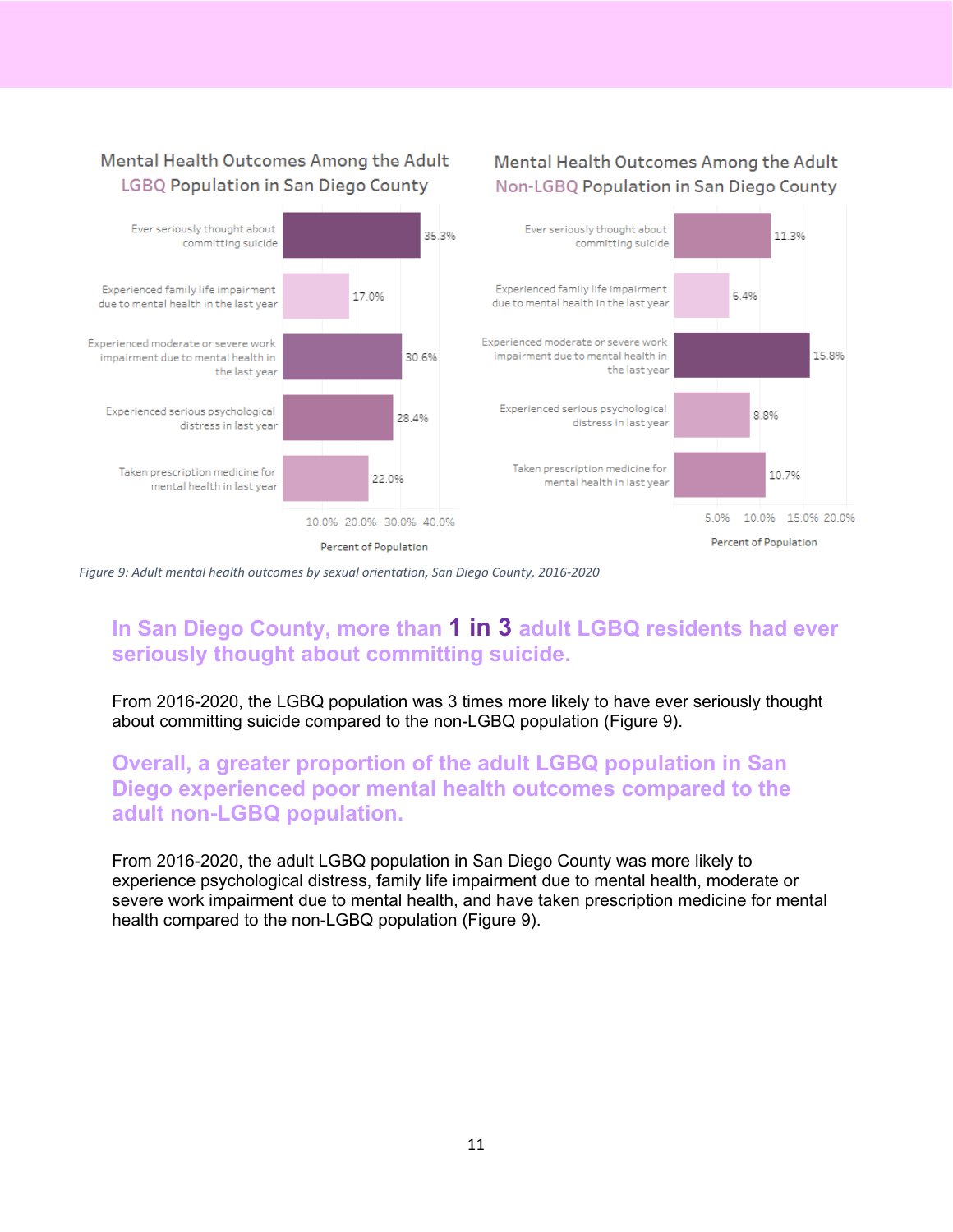Mental Health Outcomes Among the Adult LGBQ Population in San Diego County

| Outcome | Percent of Population |
| --- | --- |
| Ever seriously thought about committing suicide | 35.3% |
| Experienced family life impairment due to mental health in the last year | 17.0% |
| Experienced moderate or severe work impairment due to mental health in the last year | 30.6% |
| Experienced serious psychological distress in last year | 28.4% |
| Taken prescription medicine for mental health in last year | 22.0% |

Mental Health Outcomes Among the Adult Non-LGBQ Population in San Diego County

| Outcome | Percent of Population |
| --- | --- |
| Ever seriously thought about committing suicide | 11.3% |
| Experienced family life impairment due to mental health in the last year | 6.4% |
| Experienced moderate or severe work impairment due to mental health in the last year | 15.8% |
| Experienced serious psychological distress in last year | 8.8% |
| Taken prescription medicine for mental health in last year | 10.7% |

*Figure 9: Adult mental health outcomes by sexual orientation, San Diego County, 2016-2020*

## In San Diego County, more than **1 in 3** adult LGBQ residents had ever seriously thought about committing suicide.

From 2016-2020, the LGBQ population was 3 times more likely to have ever seriously thought about committing suicide compared to the non-LGBQ population (Figure 9).

## Overall, a greater proportion of the adult LGBQ population in San Diego experienced poor mental health outcomes compared to the adult non-LGBQ population.

From 2016-2020, the adult LGBQ population in San Diego County was more likely to experience psychological distress, family life impairment due to mental health, moderate or severe work impairment due to mental health, and have taken prescription medicine for mental health compared to the non-LGBQ population (Figure 9).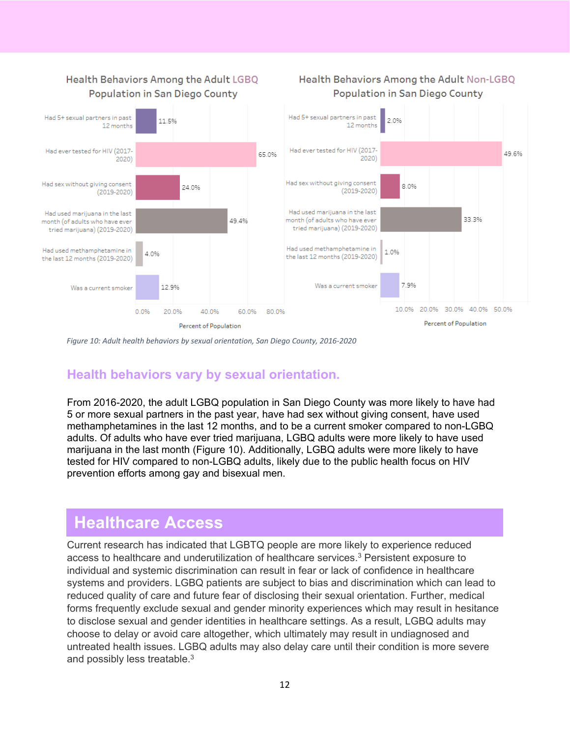Health Behaviors Among the Adult LGBQ Population in San Diego County

| Behavior | Percent of Population |
| --- | --- |
| Had 5+ sexual partners in past 12 months | 11.5% |
| Had ever tested for HIV (2017-2020) | 65.0% |
| Had sex without giving consent (2019-2020) | 24.0% |
| Had used marijuana in the last month (of adults who have ever tried marijuana) (2019-2020) | 49.4% |
| Had used methamphetamine in the last 12 months (2019-2020) | 4.0% |
| Was a current smoker | 12.9% |

Health Behaviors Among the Adult Non-LGBQ Population in San Diego County

| Behavior | Percent of Population |
| --- | --- |
| Had 5+ sexual partners in past 12 months | 2.0% |
| Had ever tested for HIV (2017-2020) | 49.6% |
| Had sex without giving consent (2019-2020) | 8.0% |
| Had used marijuana in the last month (of adults who have ever tried marijuana) (2019-2020) | 33.3% |
| Had used methamphetamine in the last 12 months (2019-2020) | 1.0% |
| Was a current smoker | 7.9% |

*Figure 10: Adult health behaviors by sexual orientation, San Diego County, 2016-2020*

### Health behaviors vary by sexual orientation.

From 2016-2020, the adult LGBQ population in San Diego County was more likely to have had 5 or more sexual partners in the past year, have had sex without giving consent, have used methamphetamines in the last 12 months, and to be a current smoker compared to non-LGBQ adults. Of adults who have ever tried marijuana, LGBQ adults were more likely to have used marijuana in the last month (Figure 10). Additionally, LGBQ adults were more likely to have tested for HIV compared to non-LGBQ adults, likely due to the public health focus on HIV prevention efforts among gay and bisexual men.

## Healthcare Access

Current research has indicated that LGBTQ people are more likely to experience reduced access to healthcare and underutilization of healthcare services.[3] Persistent exposure to individual and systemic discrimination can result in fear or lack of confidence in healthcare systems and providers. LGBQ patients are subject to bias and discrimination which can lead to reduced quality of care and future fear of disclosing their sexual orientation. Further, medical forms frequently exclude sexual and gender minority experiences which may result in hesitance to disclose sexual and gender identities in healthcare settings. As a result, LGBQ adults may choose to delay or avoid care altogether, which ultimately may result in undiagnosed and untreated health issues. LGBQ adults may also delay care until their condition is more severe and possibly less treatable.[3]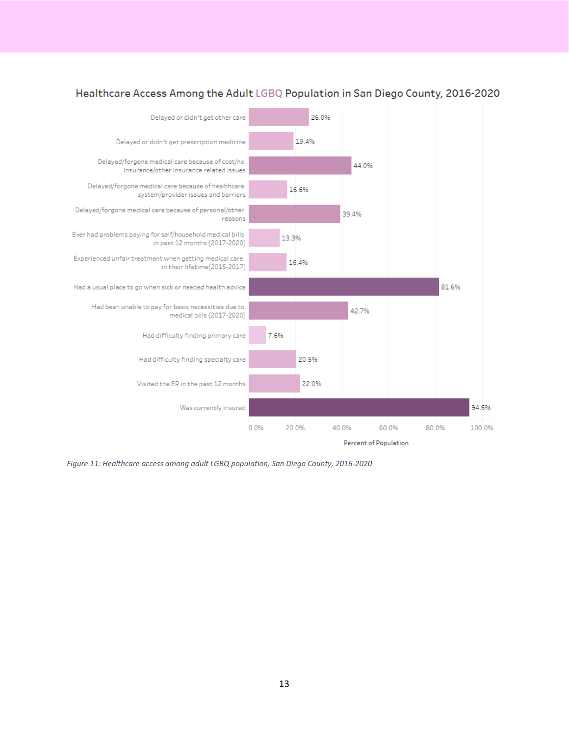## Healthcare Access Among the Adult LGBQ Population in San Diego County, 2016-2020

| Measure | Percent of Population |
|---|---|
| Delayed or didn't get other care | 26.0% |
| Delayed or didn't get prescription medicine | 19.4% |
| Delayed/forgone medical care because of cost/no insurance/other insurance related issues | 44.0% |
| Delayed/forgone medical care because of healthcare system/provider issues and barriers | 16.6% |
| Delayed/forgone medical care because of personal/other reasons | 39.4% |
| Ever had problems paying for self/household medical bills in past 12 months (2017-2020) | 13.3% |
| Experienced unfair treatment when getting medical care in their lifetime(2015-2017) | 16.4% |
| Had a usual place to go when sick or needed health advice | 81.6% |
| Had been unable to pay for basic necessities due to medical bills (2017-2020) | 42.7% |
| Had difficulty finding primary care | 7.6% |
| Had difficulty finding specialty care | 20.5% |
| Visited the ER in the past 12 months | 22.0% |
| Was currently insured | 94.6% |

*Figure 11: Healthcare access among adult LGBQ population, San Diego County, 2016-2020*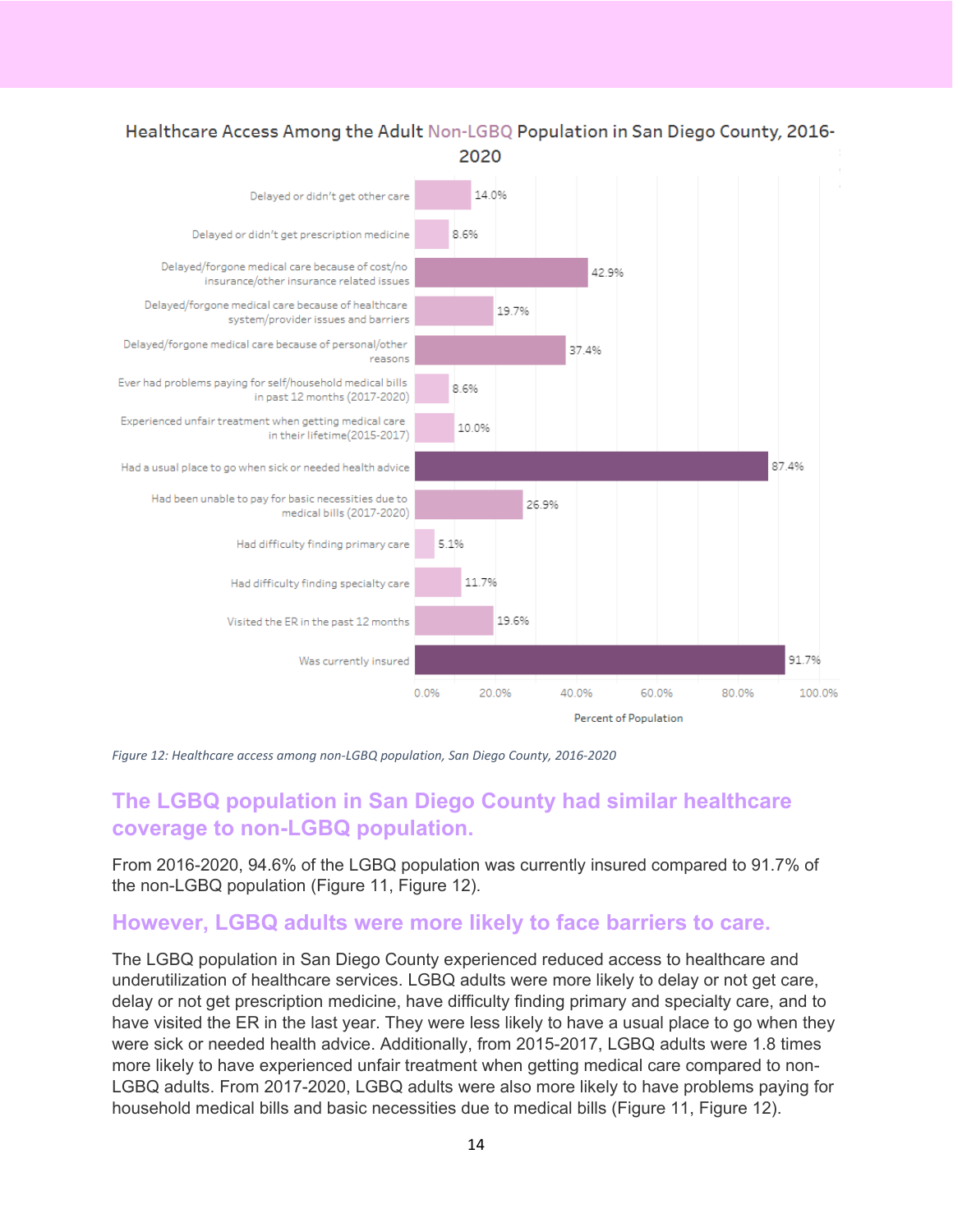## Healthcare Access Among the Adult Non-LGBQ Population in San Diego County, 2016-2020

| Measure | Percent of Population |
| --- | --- |
| Delayed or didn't get other care | 14.0% |
| Delayed or didn't get prescription medicine | 8.6% |
| Delayed/forgone medical care because of cost/no insurance/other insurance related issues | 42.9% |
| Delayed/forgone medical care because of healthcare system/provider issues and barriers | 19.7% |
| Delayed/forgone medical care because of personal/other reasons | 37.4% |
| Ever had problems paying for self/household medical bills in past 12 months (2017-2020) | 8.6% |
| Experienced unfair treatment when getting medical care in their lifetime(2015-2017) | 10.0% |
| Had a usual place to go when sick or needed health advice | 87.4% |
| Had been unable to pay for basic necessities due to medical bills (2017-2020) | 26.9% |
| Had difficulty finding primary care | 5.1% |
| Had difficulty finding specialty care | 11.7% |
| Visited the ER in the past 12 months | 19.6% |
| Was currently insured | 91.7% |

*Figure 12: Healthcare access among non-LGBQ population, San Diego County, 2016-2020*

## The LGBQ population in San Diego County had similar healthcare coverage to non-LGBQ population.

From 2016-2020, 94.6% of the LGBQ population was currently insured compared to 91.7% of the non-LGBQ population (Figure 11, Figure 12).

## However, LGBQ adults were more likely to face barriers to care.

The LGBQ population in San Diego County experienced reduced access to healthcare and underutilization of healthcare services. LGBQ adults were more likely to delay or not get care, delay or not get prescription medicine, have difficulty finding primary and specialty care, and to have visited the ER in the last year. They were less likely to have a usual place to go when they were sick or needed health advice. Additionally, from 2015-2017, LGBQ adults were 1.8 times more likely to have experienced unfair treatment when getting medical care compared to non-LGBQ adults. From 2017-2020, LGBQ adults were also more likely to have problems paying for household medical bills and basic necessities due to medical bills (Figure 11, Figure 12).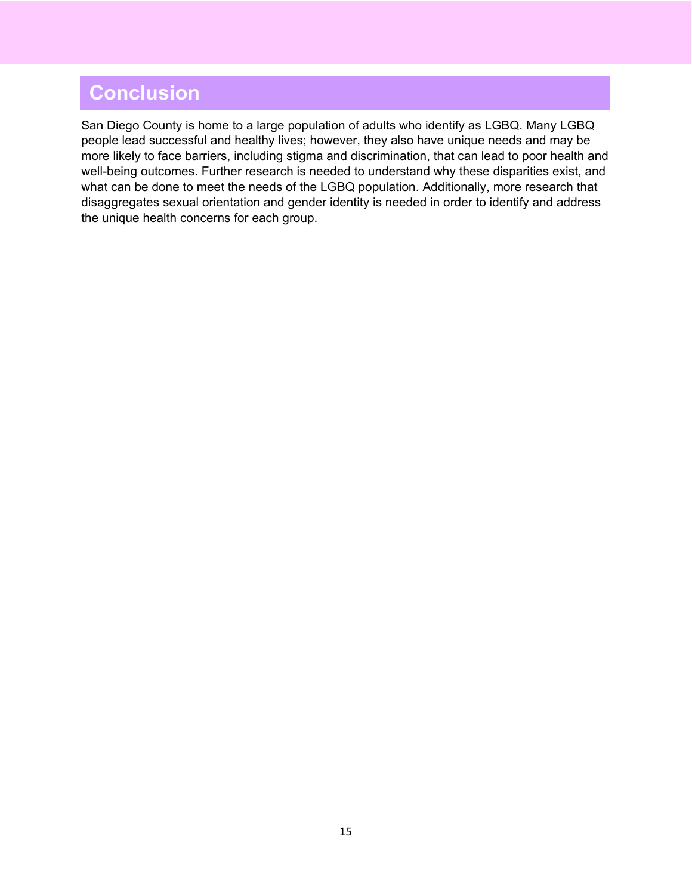## Conclusion

San Diego County is home to a large population of adults who identify as LGBQ. Many LGBQ people lead successful and healthy lives; however, they also have unique needs and may be more likely to face barriers, including stigma and discrimination, that can lead to poor health and well-being outcomes. Further research is needed to understand why these disparities exist, and what can be done to meet the needs of the LGBQ population. Additionally, more research that disaggregates sexual orientation and gender identity is needed in order to identify and address the unique health concerns for each group.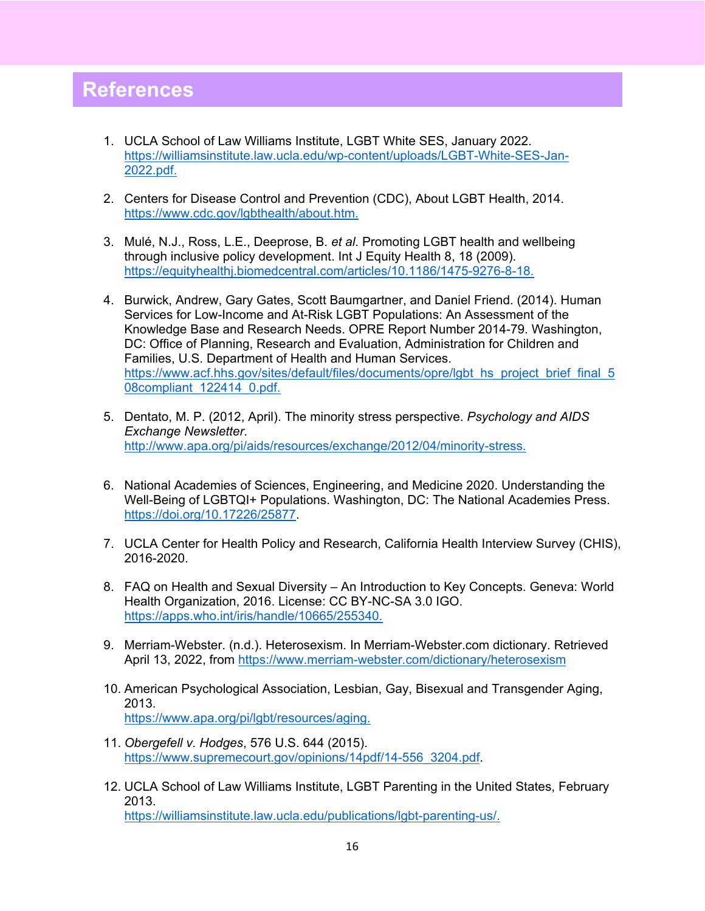## References

1. UCLA School of Law Williams Institute, LGBT White SES, January 2022. https://williamsinstitute.law.ucla.edu/wp-content/uploads/LGBT-White-SES-Jan-2022.pdf.

2. Centers for Disease Control and Prevention (CDC), About LGBT Health, 2014. https://www.cdc.gov/lgbthealth/about.htm.

3. Mulé, N.J., Ross, L.E., Deeprose, B. *et al*. Promoting LGBT health and wellbeing through inclusive policy development. Int J Equity Health 8, 18 (2009). https://equityhealthj.biomedcentral.com/articles/10.1186/1475-9276-8-18.

4. Burwick, Andrew, Gary Gates, Scott Baumgartner, and Daniel Friend. (2014). Human Services for Low-Income and At-Risk LGBT Populations: An Assessment of the Knowledge Base and Research Needs. OPRE Report Number 2014-79. Washington, DC: Office of Planning, Research and Evaluation, Administration for Children and Families, U.S. Department of Health and Human Services. https://www.acf.hhs.gov/sites/default/files/documents/opre/lgbt_hs_project_brief_final_508compliant_122414_0.pdf.

5. Dentato, M. P. (2012, April). The minority stress perspective. *Psychology and AIDS Exchange Newsletter*. http://www.apa.org/pi/aids/resources/exchange/2012/04/minority-stress.

6. National Academies of Sciences, Engineering, and Medicine 2020. Understanding the Well-Being of LGBTQI+ Populations. Washington, DC: The National Academies Press. https://doi.org/10.17226/25877.

7. UCLA Center for Health Policy and Research, California Health Interview Survey (CHIS), 2016-2020.

8. FAQ on Health and Sexual Diversity – An Introduction to Key Concepts. Geneva: World Health Organization, 2016. License: CC BY-NC-SA 3.0 IGO. https://apps.who.int/iris/handle/10665/255340.

9. Merriam-Webster. (n.d.). Heterosexism. In Merriam-Webster.com dictionary. Retrieved April 13, 2022, from https://www.merriam-webster.com/dictionary/heterosexism

10. American Psychological Association, Lesbian, Gay, Bisexual and Transgender Aging, 2013. https://www.apa.org/pi/lgbt/resources/aging.

11. *Obergefell v. Hodges*, 576 U.S. 644 (2015). https://www.supremecourt.gov/opinions/14pdf/14-556_3204.pdf.

12. UCLA School of Law Williams Institute, LGBT Parenting in the United States, February 2013. https://williamsinstitute.law.ucla.edu/publications/lgbt-parenting-us/.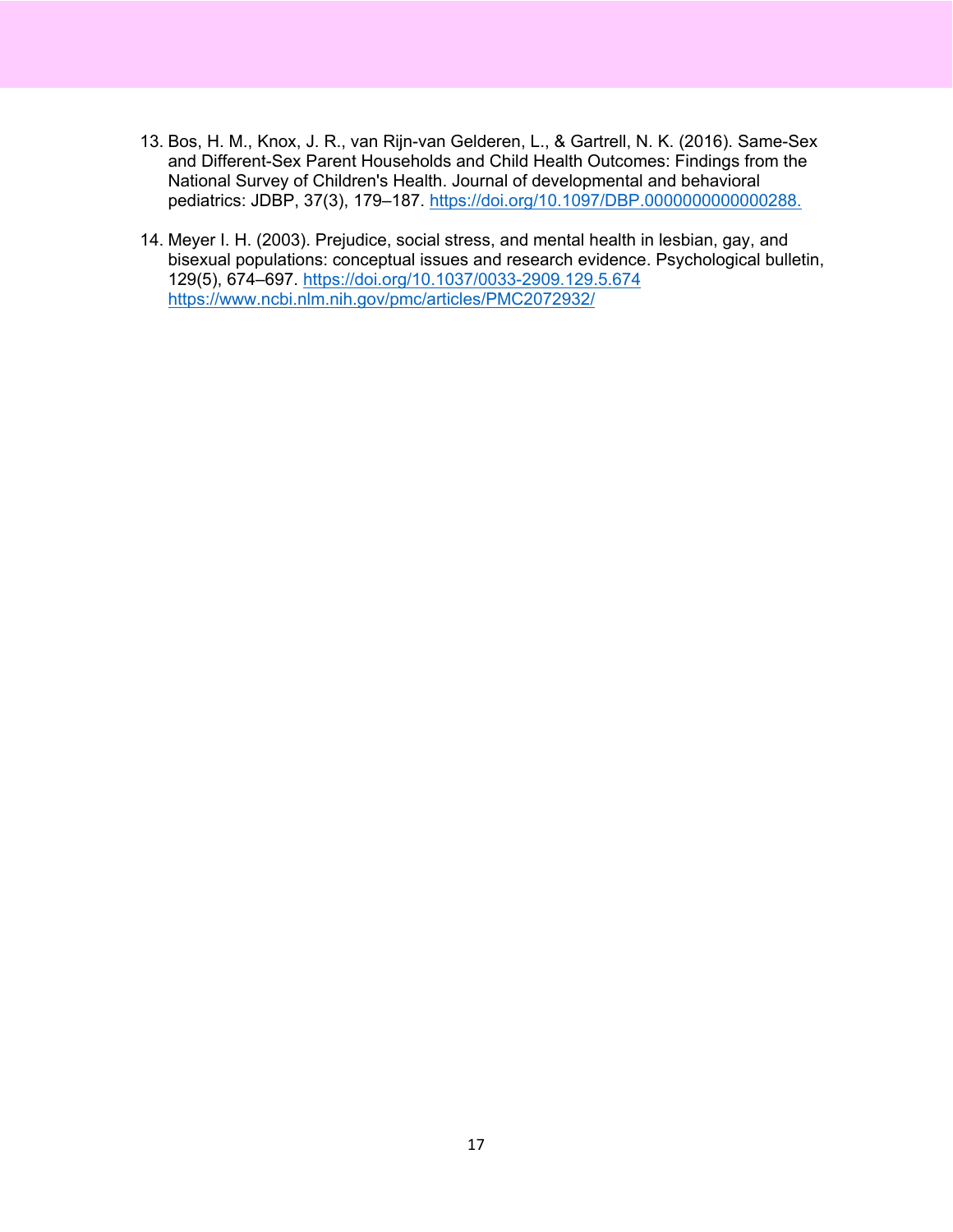13. Bos, H. M., Knox, J. R., van Rijn-van Gelderen, L., & Gartrell, N. K. (2016). Same-Sex and Different-Sex Parent Households and Child Health Outcomes: Findings from the National Survey of Children's Health. Journal of developmental and behavioral pediatrics: JDBP, 37(3), 179–187. https://doi.org/10.1097/DBP.0000000000000288.

14. Meyer I. H. (2003). Prejudice, social stress, and mental health in lesbian, gay, and bisexual populations: conceptual issues and research evidence. Psychological bulletin, 129(5), 674–697. https://doi.org/10.1037/0033-2909.129.5.674 https://www.ncbi.nlm.nih.gov/pmc/articles/PMC2072932/